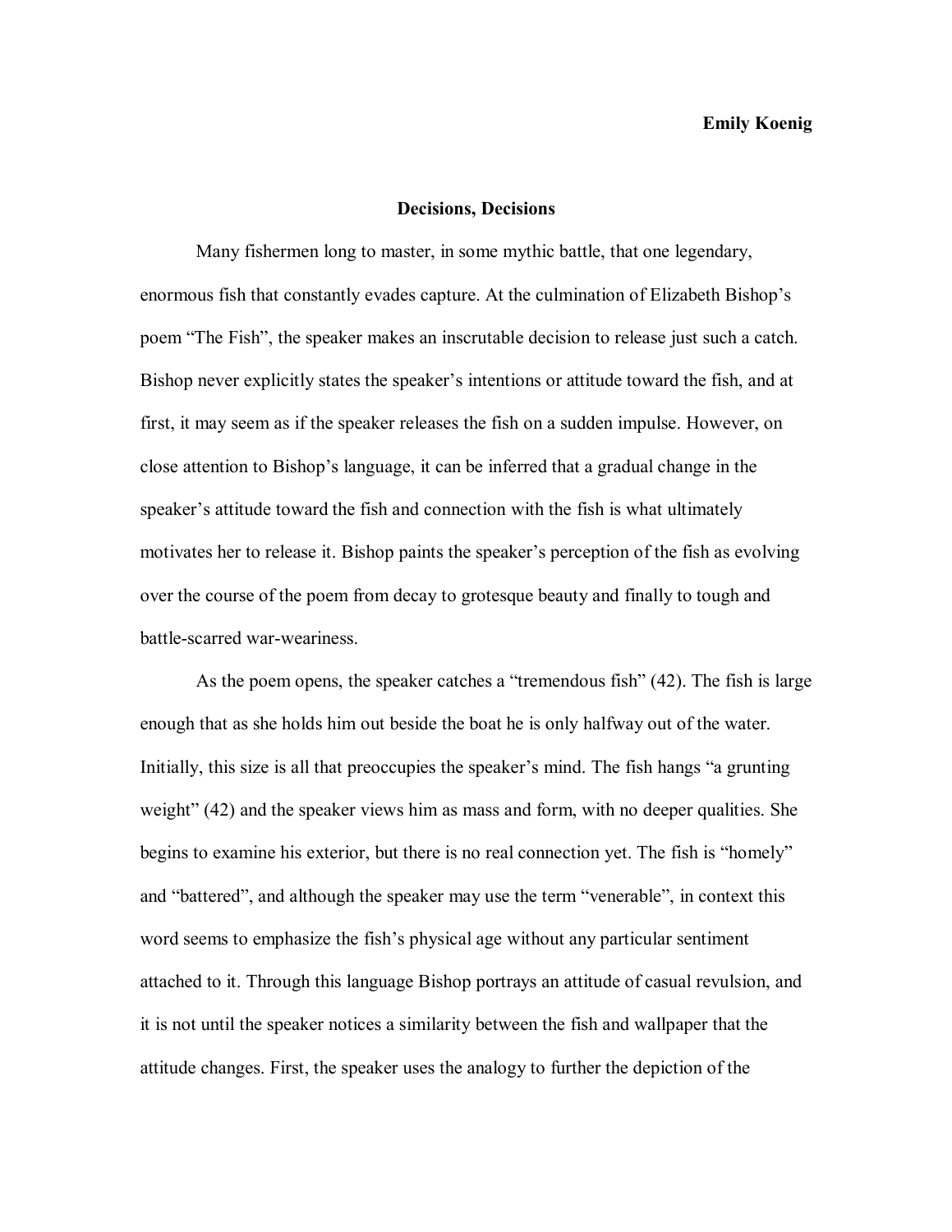**Emily Koenig**

## Decisions, Decisions

Many fishermen long to master, in some mythic battle, that one legendary, enormous fish that constantly evades capture. At the culmination of Elizabeth Bishop's poem "The Fish", the speaker makes an inscrutable decision to release just such a catch. Bishop never explicitly states the speaker's intentions or attitude toward the fish, and at first, it may seem as if the speaker releases the fish on a sudden impulse. However, on close attention to Bishop's language, it can be inferred that a gradual change in the speaker's attitude toward the fish and connection with the fish is what ultimately motivates her to release it. Bishop paints the speaker's perception of the fish as evolving over the course of the poem from decay to grotesque beauty and finally to tough and battle-scarred war-weariness.

As the poem opens, the speaker catches a "tremendous fish" (42). The fish is large enough that as she holds him out beside the boat he is only halfway out of the water. Initially, this size is all that preoccupies the speaker's mind. The fish hangs "a grunting weight" (42) and the speaker views him as mass and form, with no deeper qualities. She begins to examine his exterior, but there is no real connection yet. The fish is "homely" and "battered", and although the speaker may use the term "venerable", in context this word seems to emphasize the fish's physical age without any particular sentiment attached to it. Through this language Bishop portrays an attitude of casual revulsion, and it is not until the speaker notices a similarity between the fish and wallpaper that the attitude changes. First, the speaker uses the analogy to further the depiction of the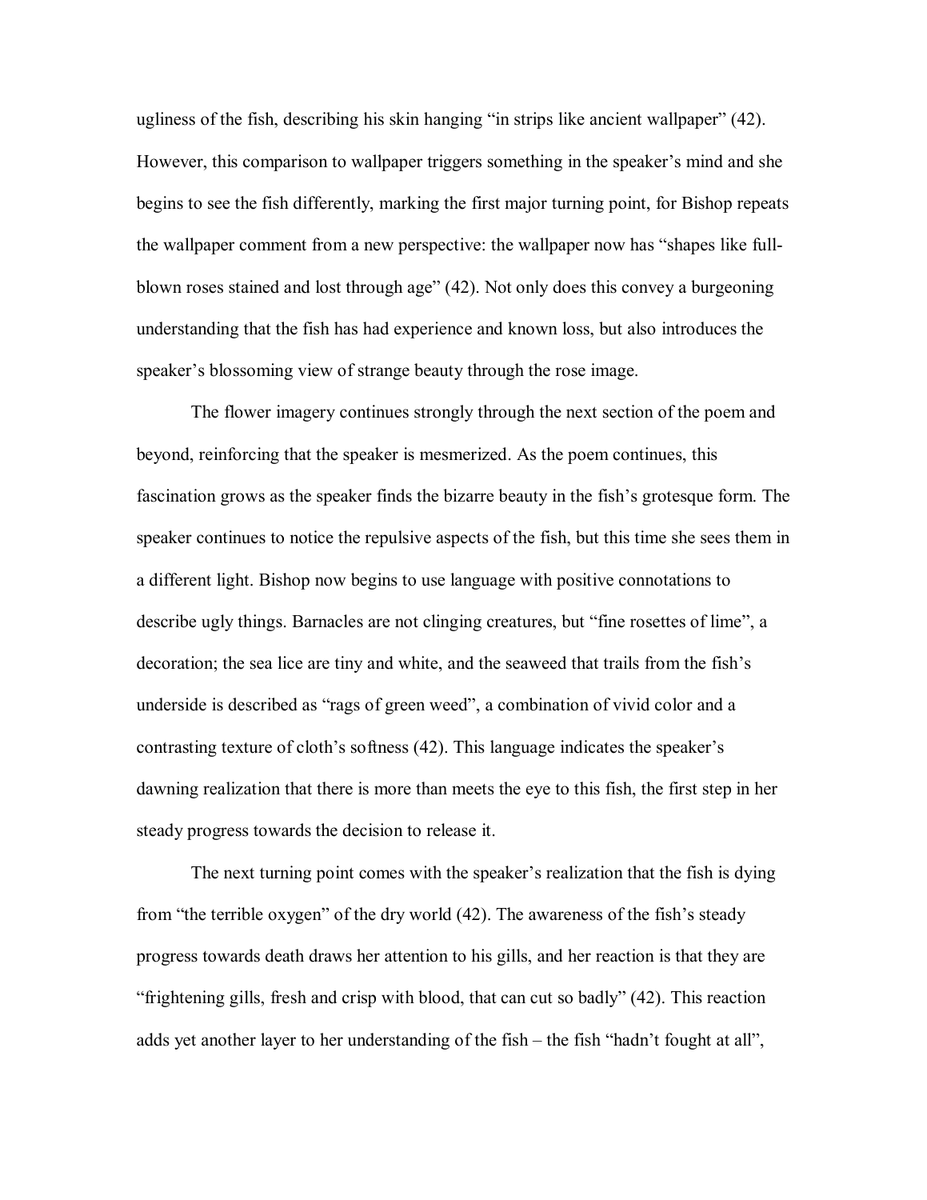ugliness of the fish, describing his skin hanging "in strips like ancient wallpaper" (42). However, this comparison to wallpaper triggers something in the speaker's mind and she begins to see the fish differently, marking the first major turning point, for Bishop repeats the wallpaper comment from a new perspective: the wallpaper now has "shapes like full-blown roses stained and lost through age" (42). Not only does this convey a burgeoning understanding that the fish has had experience and known loss, but also introduces the speaker's blossoming view of strange beauty through the rose image.

The flower imagery continues strongly through the next section of the poem and beyond, reinforcing that the speaker is mesmerized. As the poem continues, this fascination grows as the speaker finds the bizarre beauty in the fish's grotesque form. The speaker continues to notice the repulsive aspects of the fish, but this time she sees them in a different light. Bishop now begins to use language with positive connotations to describe ugly things. Barnacles are not clinging creatures, but "fine rosettes of lime", a decoration; the sea lice are tiny and white, and the seaweed that trails from the fish's underside is described as "rags of green weed", a combination of vivid color and a contrasting texture of cloth's softness (42). This language indicates the speaker's dawning realization that there is more than meets the eye to this fish, the first step in her steady progress towards the decision to release it.

The next turning point comes with the speaker's realization that the fish is dying from "the terrible oxygen" of the dry world (42). The awareness of the fish's steady progress towards death draws her attention to his gills, and her reaction is that they are "frightening gills, fresh and crisp with blood, that can cut so badly" (42). This reaction adds yet another layer to her understanding of the fish – the fish "hadn't fought at all",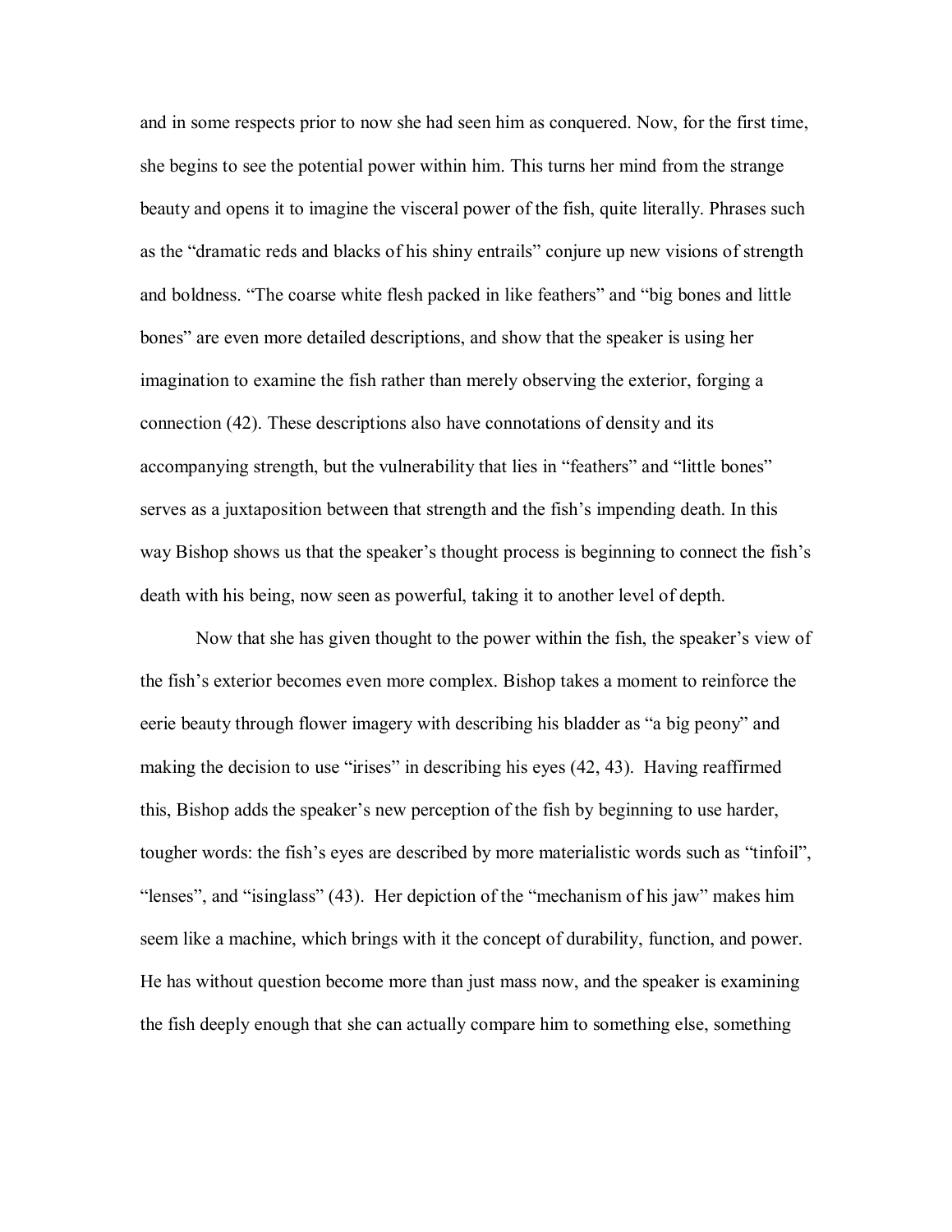and in some respects prior to now she had seen him as conquered. Now, for the first time, she begins to see the potential power within him. This turns her mind from the strange beauty and opens it to imagine the visceral power of the fish, quite literally. Phrases such as the "dramatic reds and blacks of his shiny entrails" conjure up new visions of strength and boldness. "The coarse white flesh packed in like feathers" and "big bones and little bones" are even more detailed descriptions, and show that the speaker is using her imagination to examine the fish rather than merely observing the exterior, forging a connection (42). These descriptions also have connotations of density and its accompanying strength, but the vulnerability that lies in "feathers" and "little bones" serves as a juxtaposition between that strength and the fish's impending death. In this way Bishop shows us that the speaker's thought process is beginning to connect the fish's death with his being, now seen as powerful, taking it to another level of depth.

Now that she has given thought to the power within the fish, the speaker's view of the fish's exterior becomes even more complex. Bishop takes a moment to reinforce the eerie beauty through flower imagery with describing his bladder as "a big peony" and making the decision to use "irises" in describing his eyes (42, 43). Having reaffirmed this, Bishop adds the speaker's new perception of the fish by beginning to use harder, tougher words: the fish's eyes are described by more materialistic words such as "tinfoil", "lenses", and "isinglass" (43). Her depiction of the "mechanism of his jaw" makes him seem like a machine, which brings with it the concept of durability, function, and power. He has without question become more than just mass now, and the speaker is examining the fish deeply enough that she can actually compare him to something else, something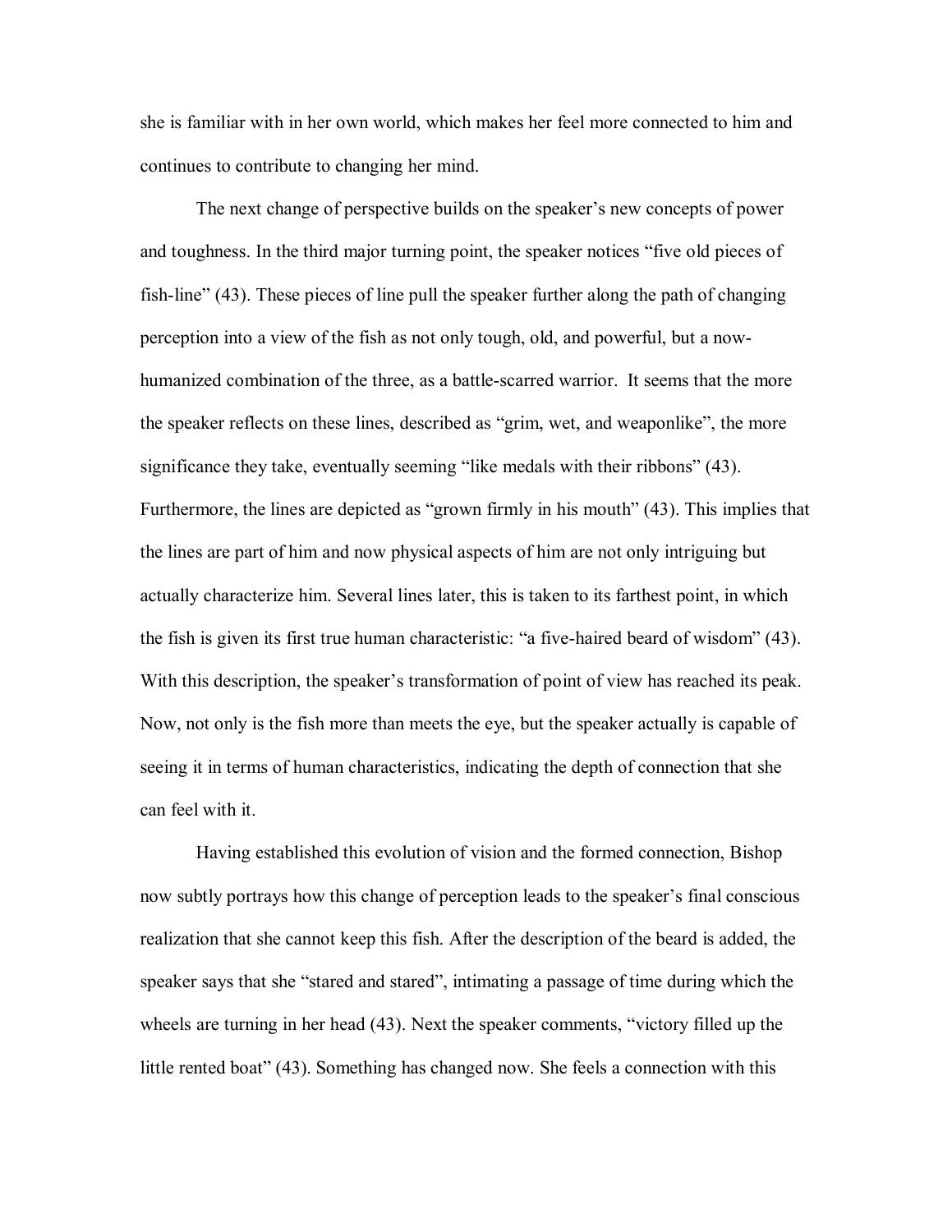she is familiar with in her own world, which makes her feel more connected to him and continues to contribute to changing her mind.

The next change of perspective builds on the speaker's new concepts of power and toughness. In the third major turning point, the speaker notices "five old pieces of fish-line" (43). These pieces of line pull the speaker further along the path of changing perception into a view of the fish as not only tough, old, and powerful, but a now-humanized combination of the three, as a battle-scarred warrior. It seems that the more the speaker reflects on these lines, described as "grim, wet, and weaponlike", the more significance they take, eventually seeming "like medals with their ribbons" (43). Furthermore, the lines are depicted as "grown firmly in his mouth" (43). This implies that the lines are part of him and now physical aspects of him are not only intriguing but actually characterize him. Several lines later, this is taken to its farthest point, in which the fish is given its first true human characteristic: "a five-haired beard of wisdom" (43). With this description, the speaker's transformation of point of view has reached its peak. Now, not only is the fish more than meets the eye, but the speaker actually is capable of seeing it in terms of human characteristics, indicating the depth of connection that she can feel with it.

Having established this evolution of vision and the formed connection, Bishop now subtly portrays how this change of perception leads to the speaker's final conscious realization that she cannot keep this fish. After the description of the beard is added, the speaker says that she "stared and stared", intimating a passage of time during which the wheels are turning in her head (43). Next the speaker comments, "victory filled up the little rented boat" (43). Something has changed now. She feels a connection with this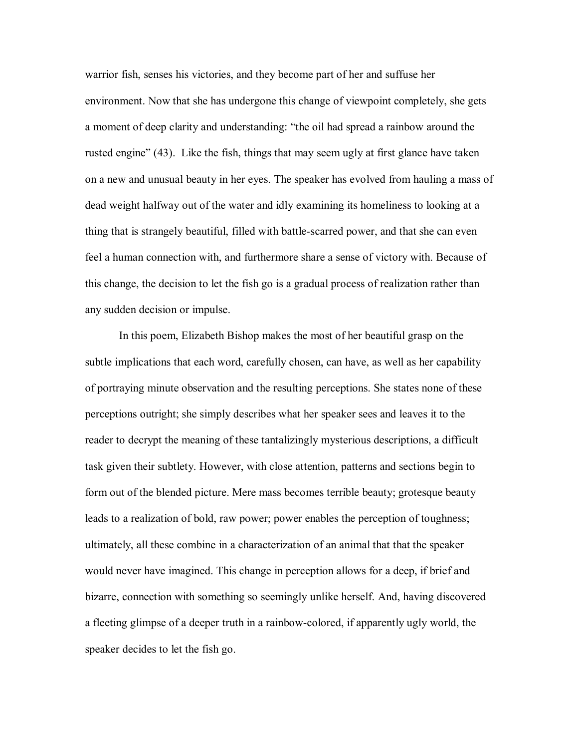warrior fish, senses his victories, and they become part of her and suffuse her environment. Now that she has undergone this change of viewpoint completely, she gets a moment of deep clarity and understanding: "the oil had spread a rainbow around the rusted engine" (43). Like the fish, things that may seem ugly at first glance have taken on a new and unusual beauty in her eyes. The speaker has evolved from hauling a mass of dead weight halfway out of the water and idly examining its homeliness to looking at a thing that is strangely beautiful, filled with battle-scarred power, and that she can even feel a human connection with, and furthermore share a sense of victory with. Because of this change, the decision to let the fish go is a gradual process of realization rather than any sudden decision or impulse.

In this poem, Elizabeth Bishop makes the most of her beautiful grasp on the subtle implications that each word, carefully chosen, can have, as well as her capability of portraying minute observation and the resulting perceptions. She states none of these perceptions outright; she simply describes what her speaker sees and leaves it to the reader to decrypt the meaning of these tantalizingly mysterious descriptions, a difficult task given their subtlety. However, with close attention, patterns and sections begin to form out of the blended picture. Mere mass becomes terrible beauty; grotesque beauty leads to a realization of bold, raw power; power enables the perception of toughness; ultimately, all these combine in a characterization of an animal that that the speaker would never have imagined. This change in perception allows for a deep, if brief and bizarre, connection with something so seemingly unlike herself. And, having discovered a fleeting glimpse of a deeper truth in a rainbow-colored, if apparently ugly world, the speaker decides to let the fish go.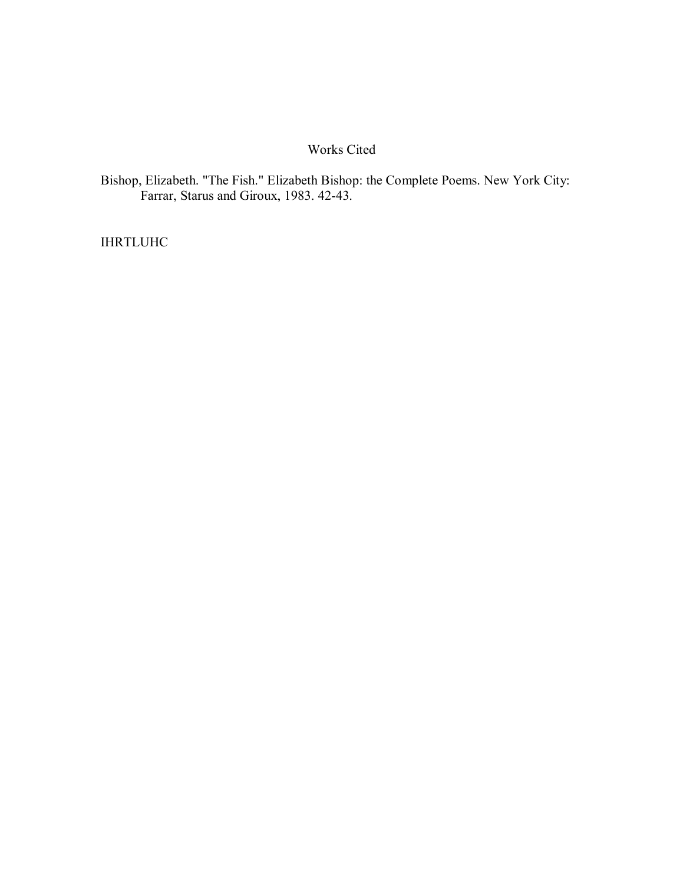# Works Cited

Bishop, Elizabeth. "The Fish." Elizabeth Bishop: the Complete Poems. New York City: Farrar, Starus and Giroux, 1983. 42-43.

IHRTLUHC